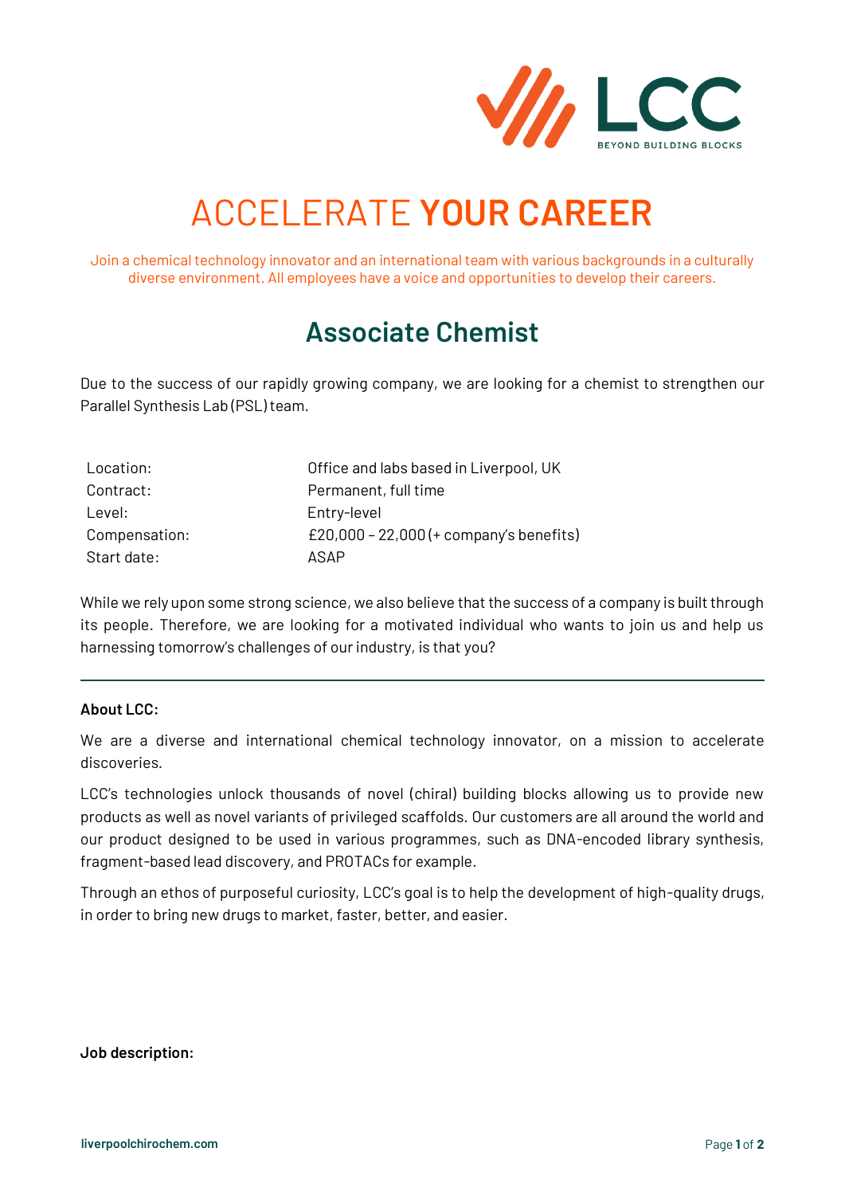LCC

BEYOND BUILDING BLOCKS

# ACCELERATE **YOUR CAREER**

Join a chemical technology innovator and an international team with various backgrounds in a culturally diverse environment. All employees have a voice and opportunities to develop their careers.

## Associate Chemist

Due to the success of our rapidly growing company, we are looking for a chemist to strengthen our Parallel Synthesis Lab (PSL) team.

| | |
|---|---|
| Location: | Office and labs based in Liverpool, UK |
| Contract: | Permanent, full time |
| Level: | Entry-level |
| Compensation: | £20,000 – 22,000 (+ company's benefits) |
| Start date: | ASAP |

While we rely upon some strong science, we also believe that the success of a company is built through its people. Therefore, we are looking for a motivated individual who wants to join us and help us harnessing tomorrow's challenges of our industry, is that you?

---

**About LCC:**

We are a diverse and international chemical technology innovator, on a mission to accelerate discoveries.

LCC's technologies unlock thousands of novel (chiral) building blocks allowing us to provide new products as well as novel variants of privileged scaffolds. Our customers are all around the world and our product designed to be used in various programmes, such as DNA-encoded library synthesis, fragment-based lead discovery, and PROTACs for example.

Through an ethos of purposeful curiosity, LCC's goal is to help the development of high-quality drugs, in order to bring new drugs to market, faster, better, and easier.

**Job description:**

liverpoolchirochem.com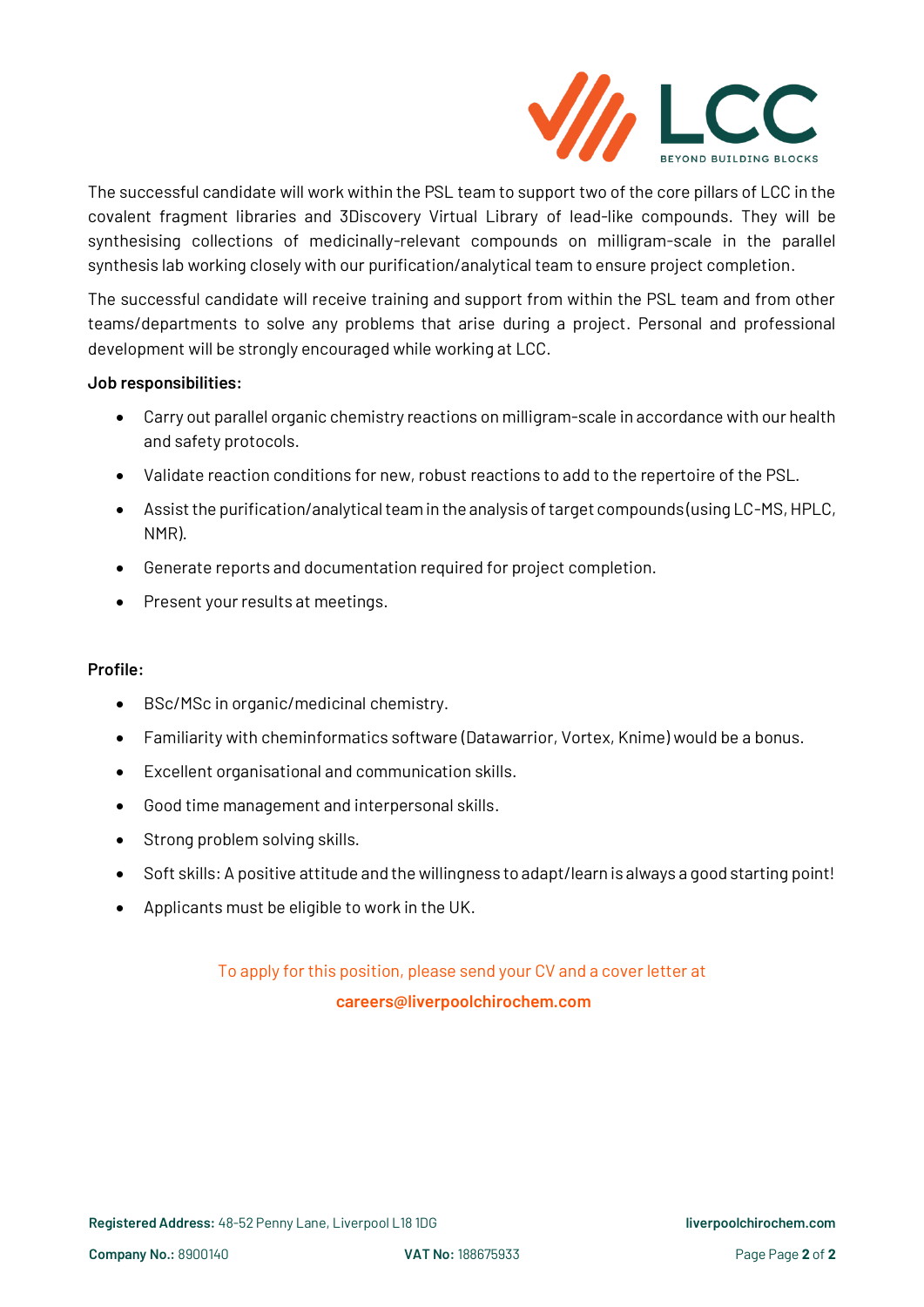The successful candidate will work within the PSL team to support two of the core pillars of LCC in the covalent fragment libraries and 3Discovery Virtual Library of lead-like compounds. They will be synthesising collections of medicinally-relevant compounds on milligram-scale in the parallel synthesis lab working closely with our purification/analytical team to ensure project completion.

The successful candidate will receive training and support from within the PSL team and from other teams/departments to solve any problems that arise during a project. Personal and professional development will be strongly encouraged while working at LCC.

**Job responsibilities:**

- Carry out parallel organic chemistry reactions on milligram-scale in accordance with our health and safety protocols.
- Validate reaction conditions for new, robust reactions to add to the repertoire of the PSL.
- Assist the purification/analytical team in the analysis of target compounds (using LC-MS, HPLC, NMR).
- Generate reports and documentation required for project completion.
- Present your results at meetings.

**Profile:**

- BSc/MSc in organic/medicinal chemistry.
- Familiarity with cheminformatics software (Datawarrior, Vortex, Knime) would be a bonus.
- Excellent organisational and communication skills.
- Good time management and interpersonal skills.
- Strong problem solving skills.
- Soft skills: A positive attitude and the willingness to adapt/learn is always a good starting point!
- Applicants must be eligible to work in the UK.

To apply for this position, please send your CV and a cover letter at

**careers@liverpoolchirochem.com**